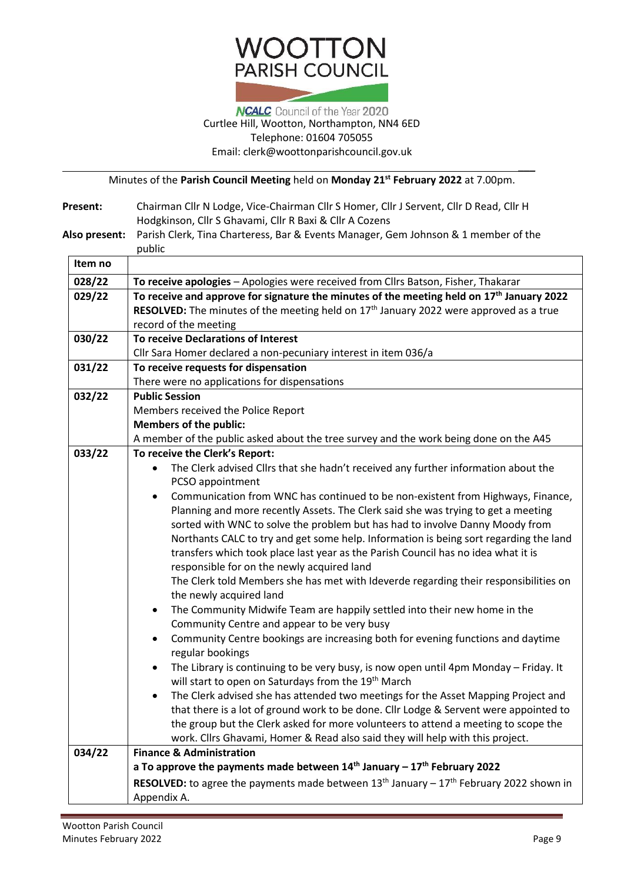# WOOTTON PARISH COUNCIL

NCALC Council of the Year 2020
Curtlee Hill, Wootton, Northampton, NN4 6ED
Telephone: 01604 705055
Email: clerk@woottonparishcouncil.gov.uk

Minutes of the **Parish Council Meeting** held on **Monday 21st February 2022** at 7.00pm.

**Present:** Chairman Cllr N Lodge, Vice-Chairman Cllr S Homer, Cllr J Servent, Cllr D Read, Cllr H Hodgkinson, Cllr S Ghavami, Cllr R Baxi & Cllr A Cozens

**Also present:** Parish Clerk, Tina Charteress, Bar & Events Manager, Gem Johnson & 1 member of the public

| Item no | |
|---|---|
| 028/22 | **To receive apologies** – Apologies were received from Cllrs Batson, Fisher, Thakarar |
| 029/22 | **To receive and approve for signature the minutes of the meeting held on 17th January 2022**<br>**RESOLVED:** The minutes of the meeting held on 17th January 2022 were approved as a true record of the meeting |
| 030/22 | **To receive Declarations of Interest**<br>Cllr Sara Homer declared a non-pecuniary interest in item 036/a |
| 031/22 | **To receive requests for dispensation**<br>There were no applications for dispensations |
| 032/22 | **Public Session**<br>Members received the Police Report<br>**Members of the public:**<br>A member of the public asked about the tree survey and the work being done on the A45 |
| 033/22 | **To receive the Clerk's Report:**<br>• The Clerk advised Cllrs that she hadn't received any further information about the PCSO appointment<br>• Communication from WNC has continued to be non-existent from Highways, Finance, Planning and more recently Assets. The Clerk said she was trying to get a meeting sorted with WNC to solve the problem but has had to involve Danny Moody from Northants CALC to try and get some help. Information is being sort regarding the land transfers which took place last year as the Parish Council has no idea what it is responsible for on the newly acquired land<br>The Clerk told Members she has met with Ideverde regarding their responsibilities on the newly acquired land<br>• The Community Midwife Team are happily settled into their new home in the Community Centre and appear to be very busy<br>• Community Centre bookings are increasing both for evening functions and daytime regular bookings<br>• The Library is continuing to be very busy, is now open until 4pm Monday – Friday. It will start to open on Saturdays from the 19th March<br>• The Clerk advised she has attended two meetings for the Asset Mapping Project and that there is a lot of ground work to be done. Cllr Lodge & Servent were appointed to the group but the Clerk asked for more volunteers to attend a meeting to scope the work. Cllrs Ghavami, Homer & Read also said they will help with this project. |
| 034/22 | **Finance & Administration**<br>**a To approve the payments made between 14th January – 17th February 2022**<br>**RESOLVED:** to agree the payments made between 13th January – 17th February 2022 shown in Appendix A. |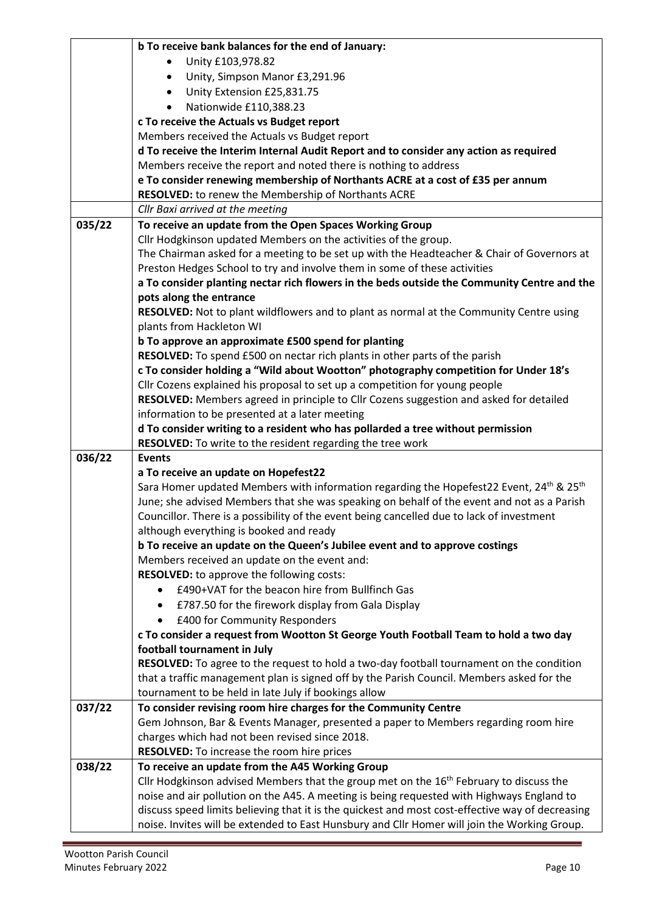|  |  |
|---|---|
|  | **b To receive bank balances for the end of January:**<br>• Unity £103,978.82<br>• Unity, Simpson Manor £3,291.96<br>• Unity Extension £25,831.75<br>• Nationwide £110,388.23<br>**c To receive the Actuals vs Budget report**<br>Members received the Actuals vs Budget report<br>**d To receive the Interim Internal Audit Report and to consider any action as required**<br>Members receive the report and noted there is nothing to address<br>**e To consider renewing membership of Northants ACRE at a cost of £35 per annum**<br>**RESOLVED:** to renew the Membership of Northants ACRE |
|  | *Cllr Baxi arrived at the meeting* |
| 035/22 | **To receive an update from the Open Spaces Working Group**<br>Cllr Hodgkinson updated Members on the activities of the group.<br>The Chairman asked for a meeting to be set up with the Headteacher & Chair of Governors at Preston Hedges School to try and involve them in some of these activities<br>**a To consider planting nectar rich flowers in the beds outside the Community Centre and the pots along the entrance**<br>**RESOLVED:** Not to plant wildflowers and to plant as normal at the Community Centre using plants from Hackleton WI<br>**b To approve an approximate £500 spend for planting**<br>**RESOLVED:** To spend £500 on nectar rich plants in other parts of the parish<br>**c To consider holding a "Wild about Wootton" photography competition for Under 18's**<br>Cllr Cozens explained his proposal to set up a competition for young people<br>**RESOLVED:** Members agreed in principle to Cllr Cozens suggestion and asked for detailed information to be presented at a later meeting<br>**d To consider writing to a resident who has pollarded a tree without permission**<br>**RESOLVED:** To write to the resident regarding the tree work |
| 036/22 | **Events**<br>**a To receive an update on Hopefest22**<br>Sara Homer updated Members with information regarding the Hopefest22 Event, 24th & 25th June; she advised Members that she was speaking on behalf of the event and not as a Parish Councillor. There is a possibility of the event being cancelled due to lack of investment although everything is booked and ready<br>**b To receive an update on the Queen's Jubilee event and to approve costings**<br>Members received an update on the event and:<br>**RESOLVED:** to approve the following costs:<br>• £490+VAT for the beacon hire from Bullfinch Gas<br>• £787.50 for the firework display from Gala Display<br>• £400 for Community Responders<br>**c To consider a request from Wootton St George Youth Football Team to hold a two day football tournament in July**<br>**RESOLVED:** To agree to the request to hold a two-day football tournament on the condition that a traffic management plan is signed off by the Parish Council. Members asked for the tournament to be held in late July if bookings allow |
| 037/22 | **To consider revising room hire charges for the Community Centre**<br>Gem Johnson, Bar & Events Manager, presented a paper to Members regarding room hire charges which had not been revised since 2018.<br>**RESOLVED:** To increase the room hire prices |
| 038/22 | **To receive an update from the A45 Working Group**<br>Cllr Hodgkinson advised Members that the group met on the 16th February to discuss the noise and air pollution on the A45. A meeting is being requested with Highways England to discuss speed limits believing that it is the quickest and most cost-effective way of decreasing noise. Invites will be extended to East Hunsbury and Cllr Homer will join the Working Group. |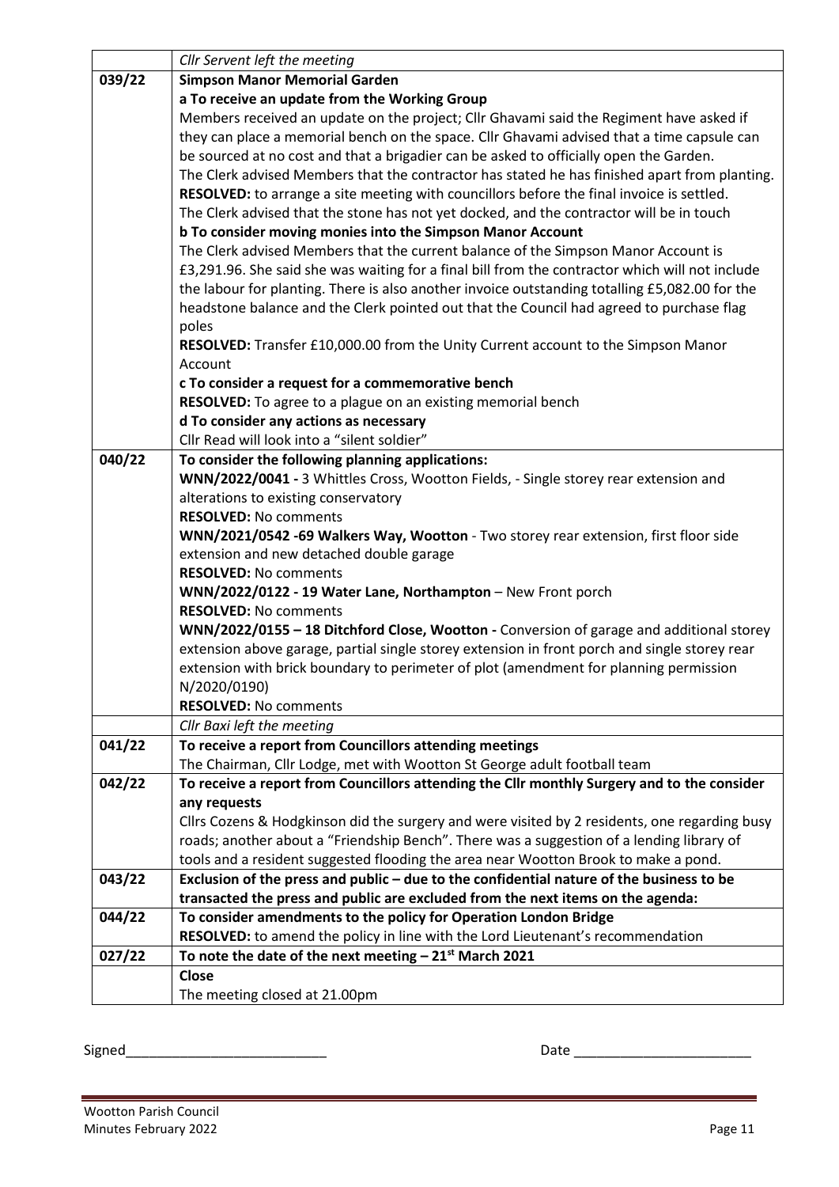| | |
|---|---|
| | *Cllr Servent left the meeting* |
| **039/22** | **Simpson Manor Memorial Garden**<br>**a To receive an update from the Working Group**<br>Members received an update on the project; Cllr Ghavami said the Regiment have asked if they can place a memorial bench on the space. Cllr Ghavami advised that a time capsule can be sourced at no cost and that a brigadier can be asked to officially open the Garden.<br>The Clerk advised Members that the contractor has stated he has finished apart from planting.<br>**RESOLVED:** to arrange a site meeting with councillors before the final invoice is settled.<br>The Clerk advised that the stone has not yet docked, and the contractor will be in touch<br>**b To consider moving monies into the Simpson Manor Account**<br>The Clerk advised Members that the current balance of the Simpson Manor Account is £3,291.96. She said she was waiting for a final bill from the contractor which will not include the labour for planting. There is also another invoice outstanding totalling £5,082.00 for the headstone balance and the Clerk pointed out that the Council had agreed to purchase flag poles<br>**RESOLVED:** Transfer £10,000.00 from the Unity Current account to the Simpson Manor Account<br>**c To consider a request for a commemorative bench**<br>**RESOLVED:** To agree to a plague on an existing memorial bench<br>**d To consider any actions as necessary**<br>Cllr Read will look into a "silent soldier" |
| **040/22** | **To consider the following planning applications:**<br>**WNN/2022/0041 -** 3 Whittles Cross, Wootton Fields, - Single storey rear extension and alterations to existing conservatory<br>**RESOLVED:** No comments<br>**WNN/2021/0542 -69 Walkers Way, Wootton** - Two storey rear extension, first floor side extension and new detached double garage<br>**RESOLVED:** No comments<br>**WNN/2022/0122 - 19 Water Lane, Northampton** – New Front porch<br>**RESOLVED:** No comments<br>**WNN/2022/0155 – 18 Ditchford Close, Wootton -** Conversion of garage and additional storey extension above garage, partial single storey extension in front porch and single storey rear extension with brick boundary to perimeter of plot (amendment for planning permission N/2020/0190)<br>**RESOLVED:** No comments |
| | *Cllr Baxi left the meeting* |
| **041/22** | **To receive a report from Councillors attending meetings**<br>The Chairman, Cllr Lodge, met with Wootton St George adult football team |
| **042/22** | **To receive a report from Councillors attending the Cllr monthly Surgery and to the consider any requests**<br>Cllrs Cozens & Hodgkinson did the surgery and were visited by 2 residents, one regarding busy roads; another about a "Friendship Bench". There was a suggestion of a lending library of tools and a resident suggested flooding the area near Wootton Brook to make a pond. |
| **043/22** | **Exclusion of the press and public – due to the confidential nature of the business to be transacted the press and public are excluded from the next items on the agenda:** |
| **044/22** | **To consider amendments to the policy for Operation London Bridge**<br>**RESOLVED:** to amend the policy in line with the Lord Lieutenant's recommendation |
| **027/22** | **To note the date of the next meeting – 21st March 2021** |
| | **Close**<br>The meeting closed at 21.00pm |

Signed__________________________ Date ________________________

Wootton Parish Council
Minutes February 2022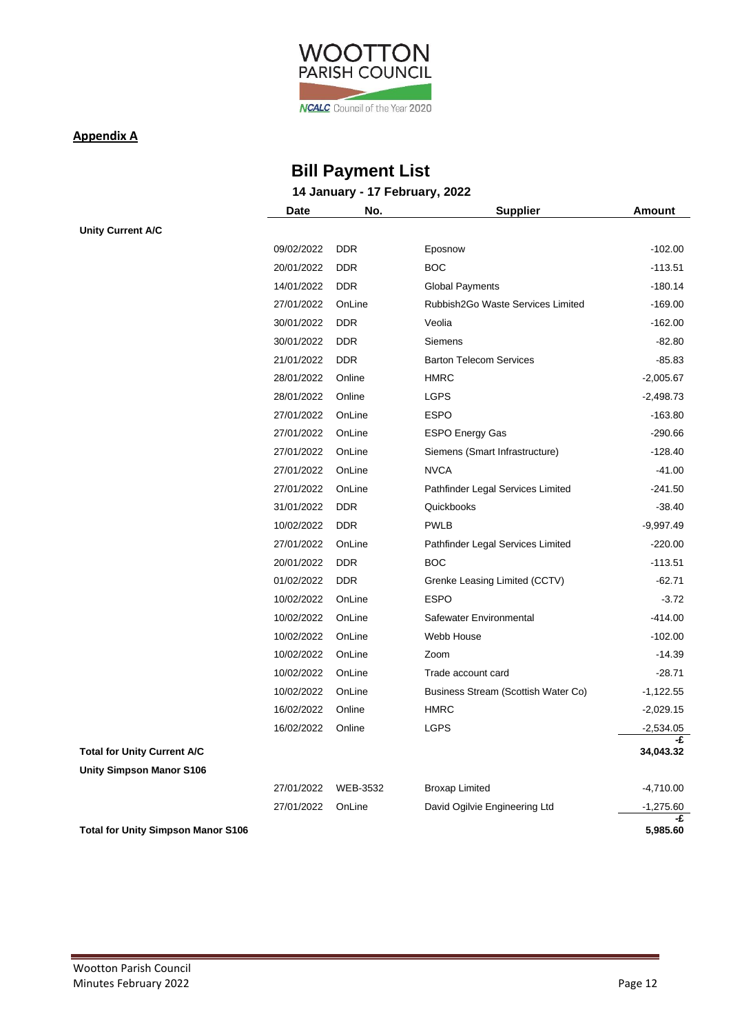WOOTTON PARISH COUNCIL

NCALC Council of the Year 2020

**Appendix A**

# Bill Payment List

### 14 January - 17 February, 2022

| | Date | No. | Supplier | Amount |
|---|---|---|---|---|
| **Unity Current A/C** | | | | |
| | 09/02/2022 | DDR | Eposnow | -102.00 |
| | 20/01/2022 | DDR | BOC | -113.51 |
| | 14/01/2022 | DDR | Global Payments | -180.14 |
| | 27/01/2022 | OnLine | Rubbish2Go Waste Services Limited | -169.00 |
| | 30/01/2022 | DDR | Veolia | -162.00 |
| | 30/01/2022 | DDR | Siemens | -82.80 |
| | 21/01/2022 | DDR | Barton Telecom Services | -85.83 |
| | 28/01/2022 | Online | HMRC | -2,005.67 |
| | 28/01/2022 | Online | LGPS | -2,498.73 |
| | 27/01/2022 | OnLine | ESPO | -163.80 |
| | 27/01/2022 | OnLine | ESPO Energy Gas | -290.66 |
| | 27/01/2022 | OnLine | Siemens (Smart Infrastructure) | -128.40 |
| | 27/01/2022 | OnLine | NVCA | -41.00 |
| | 27/01/2022 | OnLine | Pathfinder Legal Services Limited | -241.50 |
| | 31/01/2022 | DDR | Quickbooks | -38.40 |
| | 10/02/2022 | DDR | PWLB | -9,997.49 |
| | 27/01/2022 | OnLine | Pathfinder Legal Services Limited | -220.00 |
| | 20/01/2022 | DDR | BOC | -113.51 |
| | 01/02/2022 | DDR | Grenke Leasing Limited (CCTV) | -62.71 |
| | 10/02/2022 | OnLine | ESPO | -3.72 |
| | 10/02/2022 | OnLine | Safewater Environmental | -414.00 |
| | 10/02/2022 | OnLine | Webb House | -102.00 |
| | 10/02/2022 | OnLine | Zoom | -14.39 |
| | 10/02/2022 | OnLine | Trade account card | -28.71 |
| | 10/02/2022 | OnLine | Business Stream (Scottish Water Co) | -1,122.55 |
| | 16/02/2022 | Online | HMRC | -2,029.15 |
| | 16/02/2022 | Online | LGPS | -2,534.05 |
| **Total for Unity Current A/C** | | | | **-£ 34,043.32** |
| **Unity Simpson Manor S106** | | | | |
| | 27/01/2022 | WEB-3532 | Broxap Limited | -4,710.00 |
| | 27/01/2022 | OnLine | David Ogilvie Engineering Ltd | -1,275.60 |
| **Total for Unity Simpson Manor S106** | | | | **-£ 5,985.60** |